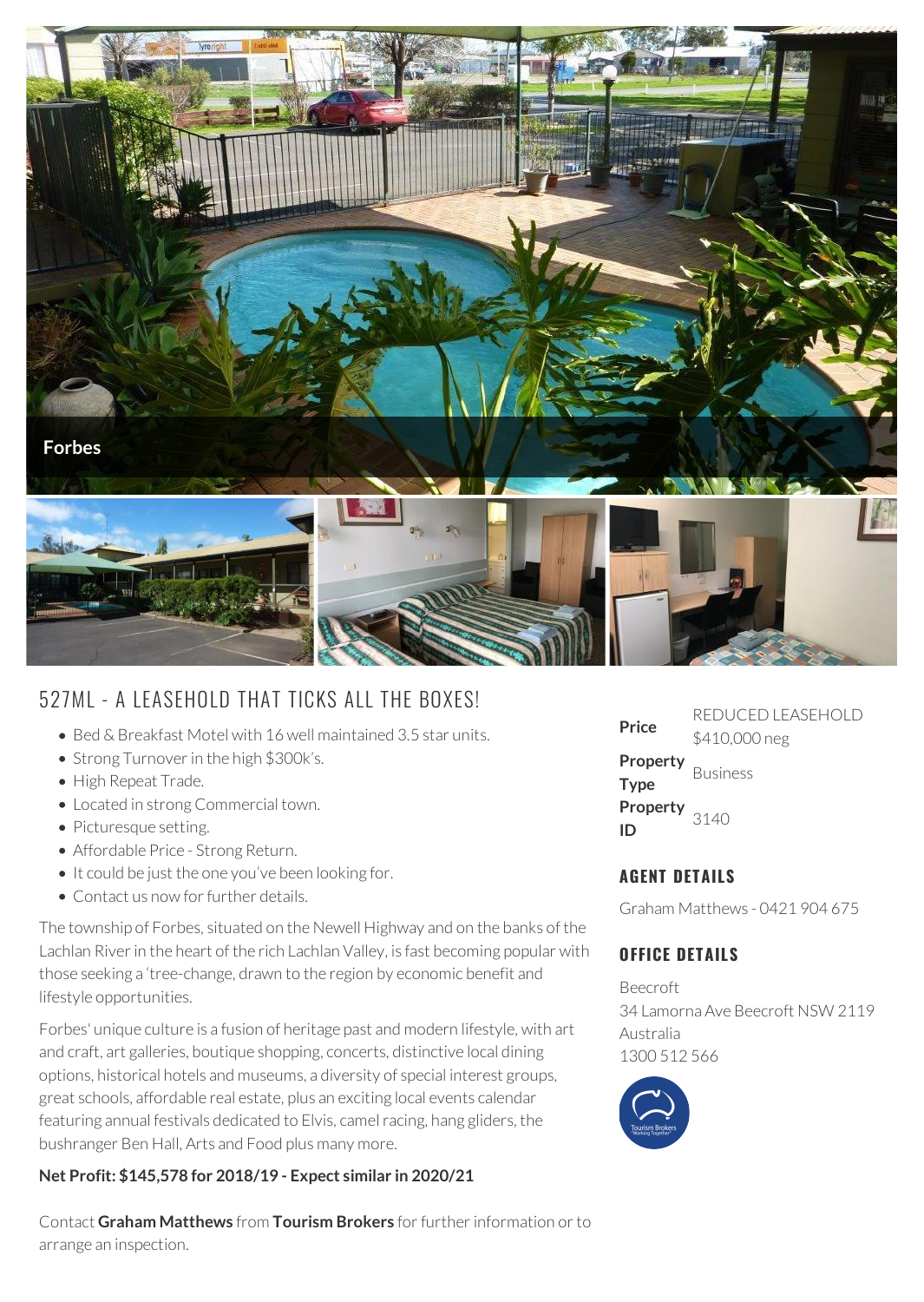Forbes

# 527ML - A LEASEHOLD THAT TICKS ALL THE BOXES!

- Bed & Breakfast Motel with 16 well maintained 3.5 star units.
- Strong Turnover in the high $300k's.
- High Repeat Trade.
- Located in strong Commercial town.
- Picturesque setting.
- Affordable Price - Strong Return.
- It could be just the one you've been looking for.
- Contact us now for further details.

The township of Forbes, situated on the Newell Highway and on the banks of the Lachlan River in the heart of the rich Lachlan Valley, is fast becoming popular with those seeking a 'tree-change, drawn to the region by economic benefit and lifestyle opportunities.

Forbes' unique culture is a fusion of heritage past and modern lifestyle, with art and craft, art galleries, boutique shopping, concerts, distinctive local dining options, historical hotels and museums, a diversity of special interest groups, great schools, affordable real estate, plus an exciting local events calendar featuring annual festivals dedicated to Elvis, camel racing, hang gliders, the bushranger Ben Hall, Arts and Food plus many more.

**Net Profit: $145,578 for 2018/19 - Expect similar in 2020/21**

Contact **Graham Matthews** from **Tourism Brokers** for further information or to arrange an inspection.

| | |
|---|---|
| **Price** | REDUCED LEASEHOLD $410,000 neg |
| **Property Type** | Business |
| **Property ID** | 3140 |

## AGENT DETAILS

Graham Matthews - 0421 904 675

## OFFICE DETAILS

Beecroft
34 Lamorna Ave Beecroft NSW 2119
Australia
1300 512 566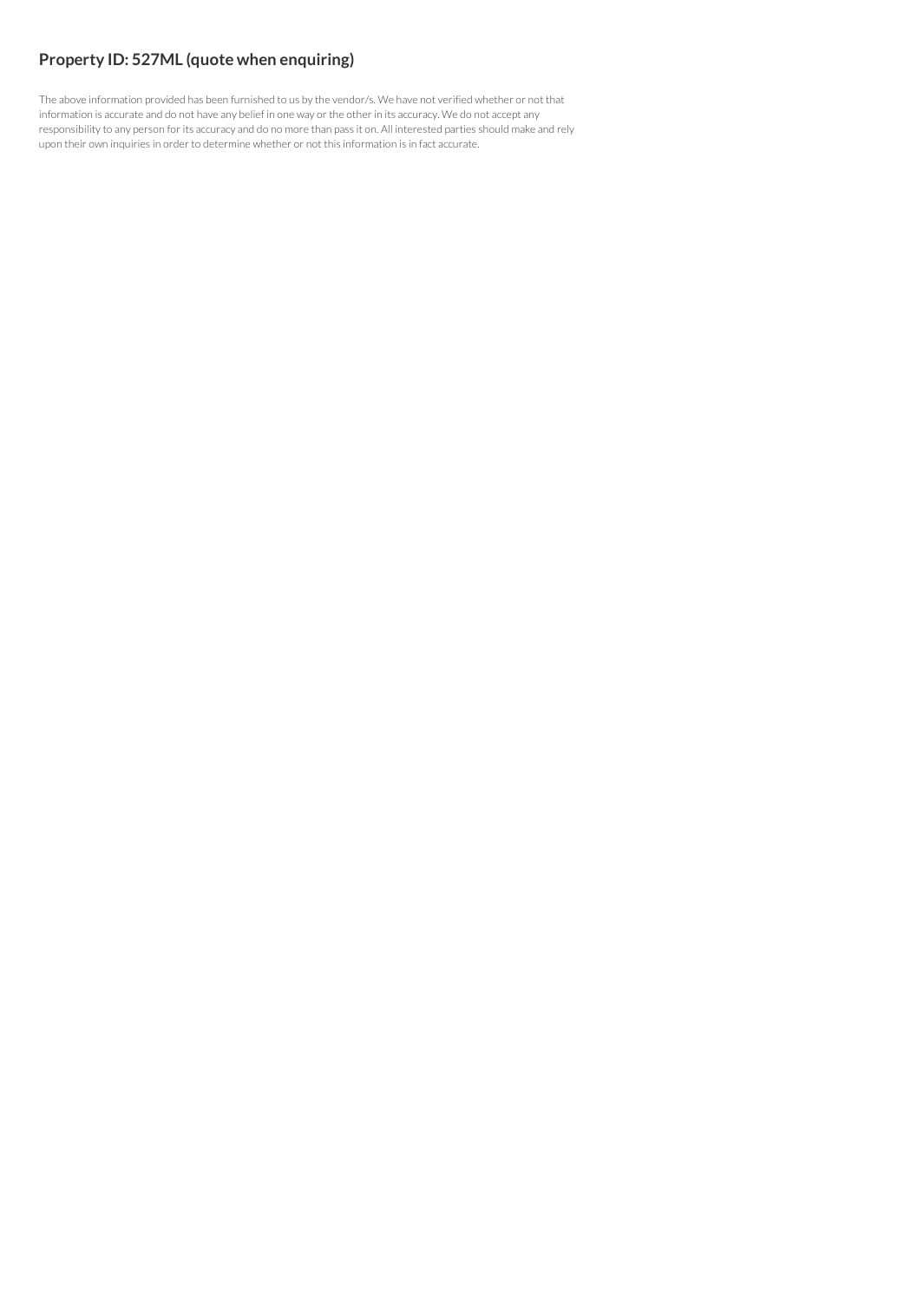## Property ID: 527ML (quote when enquiring)

The above information provided has been furnished to us by the vendor/s. We have not verified whether or not that information is accurate and do not have any belief in one way or the other in its accuracy. We do not accept any responsibility to any person for its accuracy and do no more than pass it on. All interested parties should make and rely upon their own inquiries in order to determine whether or not this information is in fact accurate.